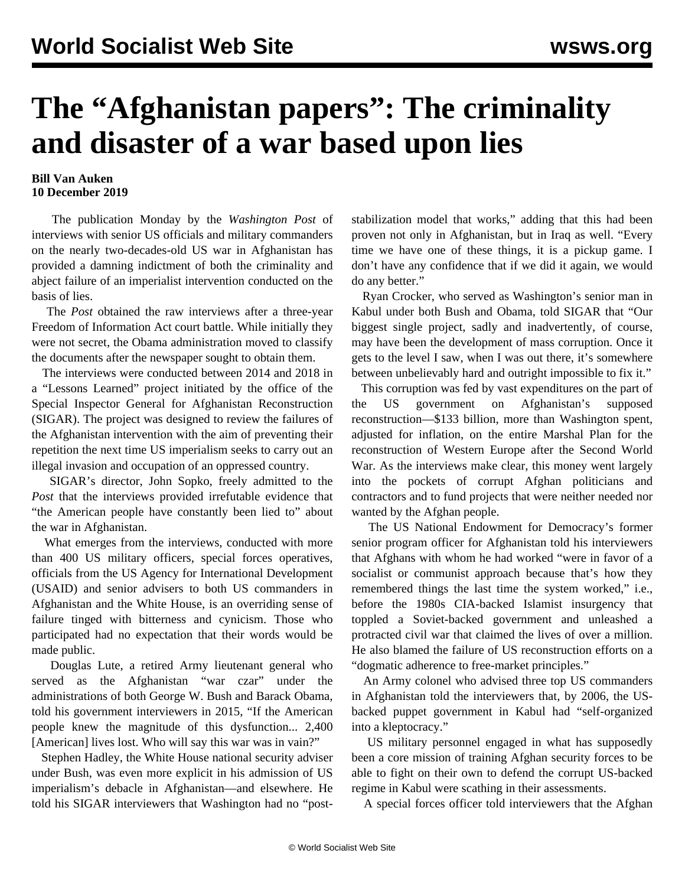# The "Afghanistan papers": The criminality and disaster of a war based upon lies

**Bill Van Auken**
**10 December 2019**

The publication Monday by the *Washington Post* of interviews with senior US officials and military commanders on the nearly two-decades-old US war in Afghanistan has provided a damning indictment of both the criminality and abject failure of an imperialist intervention conducted on the basis of lies.

The *Post* obtained the raw interviews after a three-year Freedom of Information Act court battle. While initially they were not secret, the Obama administration moved to classify the documents after the newspaper sought to obtain them.

The interviews were conducted between 2014 and 2018 in a "Lessons Learned" project initiated by the office of the Special Inspector General for Afghanistan Reconstruction (SIGAR). The project was designed to review the failures of the Afghanistan intervention with the aim of preventing their repetition the next time US imperialism seeks to carry out an illegal invasion and occupation of an oppressed country.

SIGAR's director, John Sopko, freely admitted to the *Post* that the interviews provided irrefutable evidence that "the American people have constantly been lied to" about the war in Afghanistan.

What emerges from the interviews, conducted with more than 400 US military officers, special forces operatives, officials from the US Agency for International Development (USAID) and senior advisers to both US commanders in Afghanistan and the White House, is an overriding sense of failure tinged with bitterness and cynicism. Those who participated had no expectation that their words would be made public.

Douglas Lute, a retired Army lieutenant general who served as the Afghanistan "war czar" under the administrations of both George W. Bush and Barack Obama, told his government interviewers in 2015, "If the American people knew the magnitude of this dysfunction... 2,400 [American] lives lost. Who will say this war was in vain?"

Stephen Hadley, the White House national security adviser under Bush, was even more explicit in his admission of US imperialism's debacle in Afghanistan—and elsewhere. He told his SIGAR interviewers that Washington had no "post-stabilization model that works," adding that this had been proven not only in Afghanistan, but in Iraq as well. "Every time we have one of these things, it is a pickup game. I don't have any confidence that if we did it again, we would do any better."

Ryan Crocker, who served as Washington's senior man in Kabul under both Bush and Obama, told SIGAR that "Our biggest single project, sadly and inadvertently, of course, may have been the development of mass corruption. Once it gets to the level I saw, when I was out there, it's somewhere between unbelievably hard and outright impossible to fix it."

This corruption was fed by vast expenditures on the part of the US government on Afghanistan's supposed reconstruction—$133 billion, more than Washington spent, adjusted for inflation, on the entire Marshal Plan for the reconstruction of Western Europe after the Second World War. As the interviews make clear, this money went largely into the pockets of corrupt Afghan politicians and contractors and to fund projects that were neither needed nor wanted by the Afghan people.

The US National Endowment for Democracy's former senior program officer for Afghanistan told his interviewers that Afghans with whom he had worked "were in favor of a socialist or communist approach because that's how they remembered things the last time the system worked," i.e., before the 1980s CIA-backed Islamist insurgency that toppled a Soviet-backed government and unleashed a protracted civil war that claimed the lives of over a million. He also blamed the failure of US reconstruction efforts on a "dogmatic adherence to free-market principles."

An Army colonel who advised three top US commanders in Afghanistan told the interviewers that, by 2006, the US-backed puppet government in Kabul had "self-organized into a kleptocracy."

US military personnel engaged in what has supposedly been a core mission of training Afghan security forces to be able to fight on their own to defend the corrupt US-backed regime in Kabul were scathing in their assessments.

A special forces officer told interviewers that the Afghan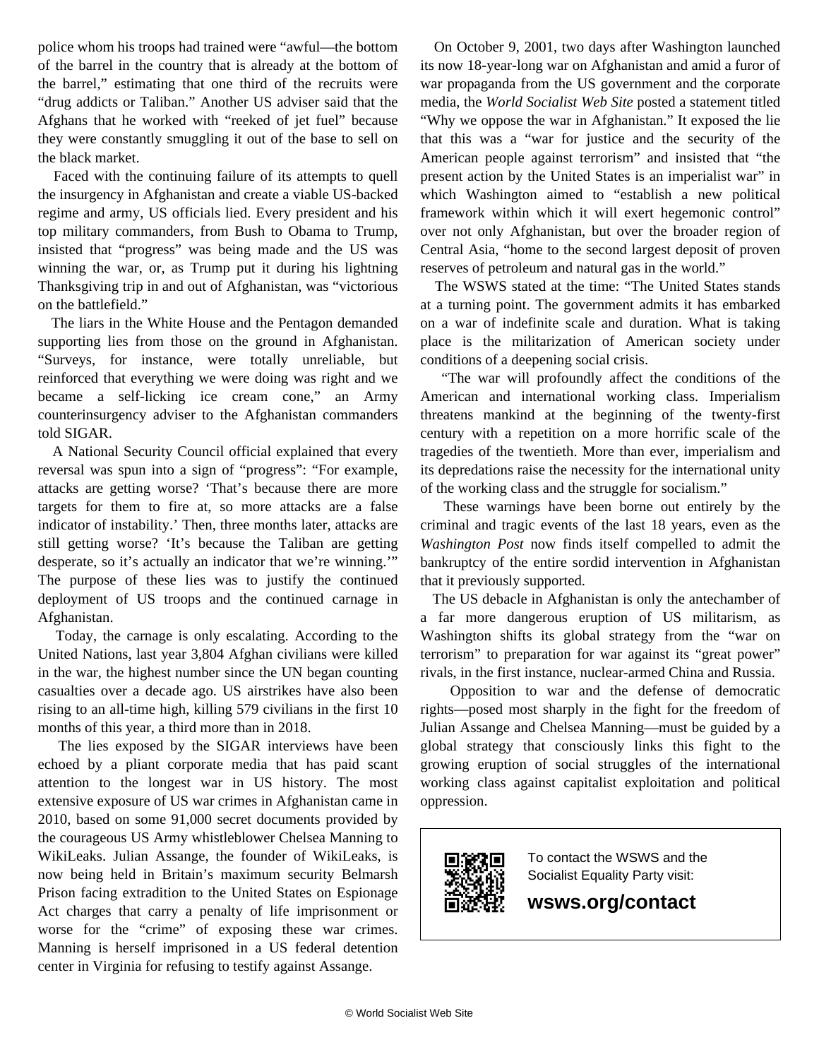police whom his troops had trained were "awful—the bottom of the barrel in the country that is already at the bottom of the barrel," estimating that one third of the recruits were "drug addicts or Taliban." Another US adviser said that the Afghans that he worked with "reeked of jet fuel" because they were constantly smuggling it out of the base to sell on the black market.

Faced with the continuing failure of its attempts to quell the insurgency in Afghanistan and create a viable US-backed regime and army, US officials lied. Every president and his top military commanders, from Bush to Obama to Trump, insisted that "progress" was being made and the US was winning the war, or, as Trump put it during his lightning Thanksgiving trip in and out of Afghanistan, was "victorious on the battlefield."

The liars in the White House and the Pentagon demanded supporting lies from those on the ground in Afghanistan. "Surveys, for instance, were totally unreliable, but reinforced that everything we were doing was right and we became a self-licking ice cream cone," an Army counterinsurgency adviser to the Afghanistan commanders told SIGAR.

A National Security Council official explained that every reversal was spun into a sign of "progress": "For example, attacks are getting worse? 'That's because there are more targets for them to fire at, so more attacks are a false indicator of instability.' Then, three months later, attacks are still getting worse? 'It's because the Taliban are getting desperate, so it's actually an indicator that we're winning.'" The purpose of these lies was to justify the continued deployment of US troops and the continued carnage in Afghanistan.

Today, the carnage is only escalating. According to the United Nations, last year 3,804 Afghan civilians were killed in the war, the highest number since the UN began counting casualties over a decade ago. US airstrikes have also been rising to an all-time high, killing 579 civilians in the first 10 months of this year, a third more than in 2018.

The lies exposed by the SIGAR interviews have been echoed by a pliant corporate media that has paid scant attention to the longest war in US history. The most extensive exposure of US war crimes in Afghanistan came in 2010, based on some 91,000 secret documents provided by the courageous US Army whistleblower Chelsea Manning to WikiLeaks. Julian Assange, the founder of WikiLeaks, is now being held in Britain's maximum security Belmarsh Prison facing extradition to the United States on Espionage Act charges that carry a penalty of life imprisonment or worse for the "crime" of exposing these war crimes. Manning is herself imprisoned in a US federal detention center in Virginia for refusing to testify against Assange.

On October 9, 2001, two days after Washington launched its now 18-year-long war on Afghanistan and amid a furor of war propaganda from the US government and the corporate media, the *World Socialist Web Site* posted a statement titled "Why we oppose the war in Afghanistan." It exposed the lie that this was a "war for justice and the security of the American people against terrorism" and insisted that "the present action by the United States is an imperialist war" in which Washington aimed to "establish a new political framework within which it will exert hegemonic control" over not only Afghanistan, but over the broader region of Central Asia, "home to the second largest deposit of proven reserves of petroleum and natural gas in the world."

The WSWS stated at the time: "The United States stands at a turning point. The government admits it has embarked on a war of indefinite scale and duration. What is taking place is the militarization of American society under conditions of a deepening social crisis.

"The war will profoundly affect the conditions of the American and international working class. Imperialism threatens mankind at the beginning of the twenty-first century with a repetition on a more horrific scale of the tragedies of the twentieth. More than ever, imperialism and its depredations raise the necessity for the international unity of the working class and the struggle for socialism."

These warnings have been borne out entirely by the criminal and tragic events of the last 18 years, even as the *Washington Post* now finds itself compelled to admit the bankruptcy of the entire sordid intervention in Afghanistan that it previously supported.

The US debacle in Afghanistan is only the antechamber of a far more dangerous eruption of US militarism, as Washington shifts its global strategy from the "war on terrorism" to preparation for war against its "great power" rivals, in the first instance, nuclear-armed China and Russia.

Opposition to war and the defense of democratic rights—posed most sharply in the fight for the freedom of Julian Assange and Chelsea Manning—must be guided by a global strategy that consciously links this fight to the growing eruption of social struggles of the international working class against capitalist exploitation and political oppression.

To contact the WSWS and the Socialist Equality Party visit:

**wsws.org/contact**